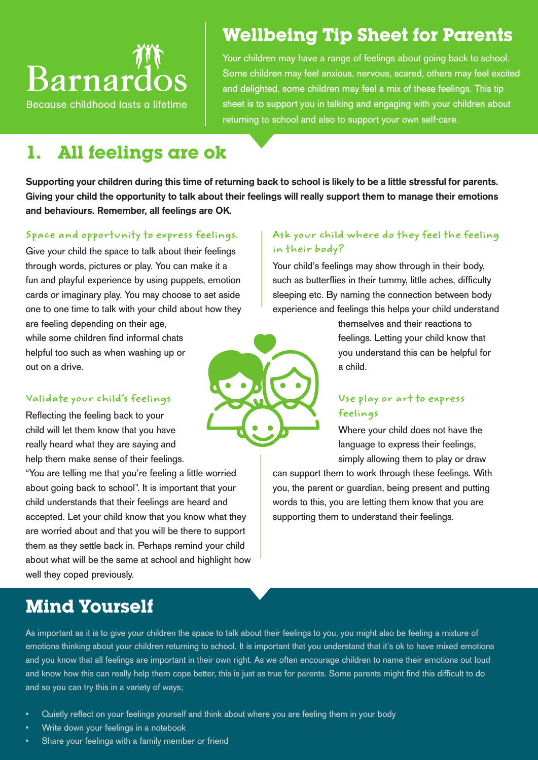Barnardos

Because childhood lasts a lifetime

# Wellbeing Tip Sheet for Parents

Your children may have a range of feelings about going back to school. Some children may feel anxious, nervous, scared, others may feel excited and delighted, some children may feel a mix of these feelings. This tip sheet is to support you in talking and engaging with your children about returning to school and also to support your own self-care.

## 1. All feelings are ok

**Supporting your children during this time of returning back to school is likely to be a little stressful for parents. Giving your child the opportunity to talk about their feelings will really support them to manage their emotions and behaviours. Remember, all feelings are OK.**

### Space and opportunity to express feelings.

Give your child the space to talk about their feelings through words, pictures or play. You can make it a fun and playful experience by using puppets, emotion cards or imaginary play. You may choose to set aside one to one time to talk with your child about how they are feeling depending on their age, while some children find informal chats helpful too such as when washing up or out on a drive.

### Validate your child's feelings

Reflecting the feeling back to your child will let them know that you have really heard what they are saying and help them make sense of their feelings. "You are telling me that you're feeling a little worried about going back to school". It is important that your child understands that their feelings are heard and accepted. Let your child know that you know what they are worried about and that you will be there to support them as they settle back in. Perhaps remind your child about what will be the same at school and highlight how well they coped previously.

### Ask your child where do they feel the feeling in their body?

Your child's feelings may show through in their body, such as butterflies in their tummy, little aches, difficulty sleeping etc. By naming the connection between body experience and feelings this helps your child understand themselves and their reactions to feelings. Letting your child know that you understand this can be helpful for a child.

### Use play or art to express feelings

Where your child does not have the language to express their feelings, simply allowing them to play or draw can support them to work through these feelings. With you, the parent or guardian, being present and putting words to this, you are letting them know that you are supporting them to understand their feelings.

## Mind Yourself

As important as it is to give your children the space to talk about their feelings to you, you might also be feeling a mixture of emotions thinking about your children returning to school. It is important that you understand that it's ok to have mixed emotions and you know that all feelings are important in their own right. As we often encourage children to name their emotions out loud and know how this can really help them cope better, this is just as true for parents. Some parents might find this difficult to do and so you can try this in a variety of ways;

- Quietly reflect on your feelings yourself and think about where you are feeling them in your body
- Write down your feelings in a notebook
- Share your feelings with a family member or friend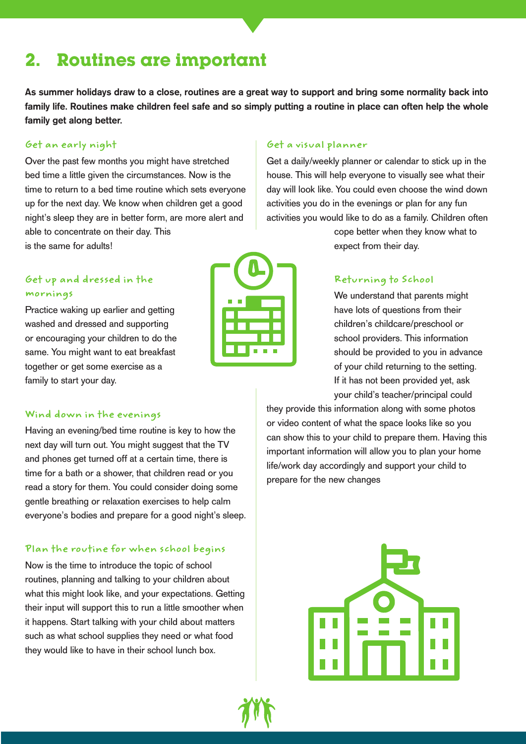## 2. Routines are important

**As summer holidays draw to a close, routines are a great way to support and bring some normality back into family life. Routines make children feel safe and so simply putting a routine in place can often help the whole family get along better.**

### Get an early night

Over the past few months you might have stretched bed time a little given the circumstances. Now is the time to return to a bed time routine which sets everyone up for the next day. We know when children get a good night's sleep they are in better form, are more alert and able to concentrate on their day. This is the same for adults!

### Get up and dressed in the mornings

Practice waking up earlier and getting washed and dressed and supporting or encouraging your children to do the same. You might want to eat breakfast together or get some exercise as a family to start your day.

### Wind down in the evenings

Having an evening/bed time routine is key to how the next day will turn out. You might suggest that the TV and phones get turned off at a certain time, there is time for a bath or a shower, that children read or you read a story for them. You could consider doing some gentle breathing or relaxation exercises to help calm everyone's bodies and prepare for a good night's sleep.

### Plan the routine for when school begins

Now is the time to introduce the topic of school routines, planning and talking to your children about what this might look like, and your expectations. Getting their input will support this to run a little smoother when it happens. Start talking with your child about matters such as what school supplies they need or what food they would like to have in their school lunch box.

### Get a visual planner

Get a daily/weekly planner or calendar to stick up in the house. This will help everyone to visually see what their day will look like. You could even choose the wind down activities you do in the evenings or plan for any fun activities you would like to do as a family. Children often cope better when they know what to expect from their day.

### Returning to School

We understand that parents might have lots of questions from their children's childcare/preschool or school providers. This information should be provided to you in advance of your child returning to the setting. If it has not been provided yet, ask your child's teacher/principal could they provide this information along with some photos or video content of what the space looks like so you can show this to your child to prepare them. Having this important information will allow you to plan your home life/work day accordingly and support your child to prepare for the new changes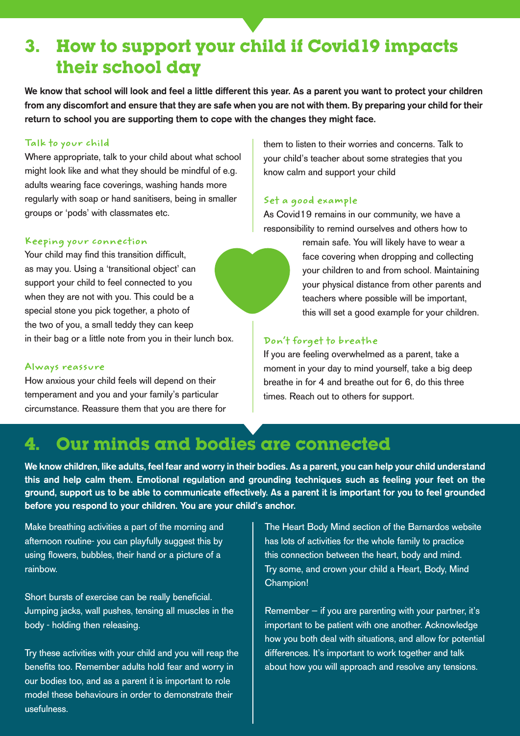## 3. How to support your child if Covid19 impacts their school day

**We know that school will look and feel a little different this year. As a parent you want to protect your children from any discomfort and ensure that they are safe when you are not with them. By preparing your child for their return to school you are supporting them to cope with the changes they might face.**

### Talk to your child

Where appropriate, talk to your child about what school might look like and what they should be mindful of e.g. adults wearing face coverings, washing hands more regularly with soap or hand sanitisers, being in smaller groups or 'pods' with classmates etc.

### Keeping your connection

Your child may find this transition difficult, as may you. Using a 'transitional object' can support your child to feel connected to you when they are not with you. This could be a special stone you pick together, a photo of the two of you, a small teddy they can keep in their bag or a little note from you in their lunch box.

### Always reassure

How anxious your child feels will depend on their temperament and you and your family's particular circumstance. Reassure them that you are there for them to listen to their worries and concerns. Talk to your child's teacher about some strategies that you know calm and support your child

### Set a good example

As Covid19 remains in our community, we have a responsibility to remind ourselves and others how to remain safe. You will likely have to wear a face covering when dropping and collecting your children to and from school. Maintaining your physical distance from other parents and teachers where possible will be important, this will set a good example for your children.

### Don't forget to breathe

If you are feeling overwhelmed as a parent, take a moment in your day to mind yourself, take a big deep breathe in for 4 and breathe out for 6, do this three times. Reach out to others for support.

## 4. Our minds and bodies are connected

**We know children, like adults, feel fear and worry in their bodies. As a parent, you can help your child understand this and help calm them. Emotional regulation and grounding techniques such as feeling your feet on the ground, support us to be able to communicate effectively. As a parent it is important for you to feel grounded before you respond to your children. You are your child's anchor.**

Make breathing activities a part of the morning and afternoon routine- you can playfully suggest this by using flowers, bubbles, their hand or a picture of a rainbow.

Short bursts of exercise can be really beneficial. Jumping jacks, wall pushes, tensing all muscles in the body - holding then releasing.

Try these activities with your child and you will reap the benefits too. Remember adults hold fear and worry in our bodies too, and as a parent it is important to role model these behaviours in order to demonstrate their usefulness.

The Heart Body Mind section of the Barnardos website has lots of activities for the whole family to practice this connection between the heart, body and mind. Try some, and crown your child a Heart, Body, Mind Champion!

Remember – if you are parenting with your partner, it's important to be patient with one another. Acknowledge how you both deal with situations, and allow for potential differences. It's important to work together and talk about how you will approach and resolve any tensions.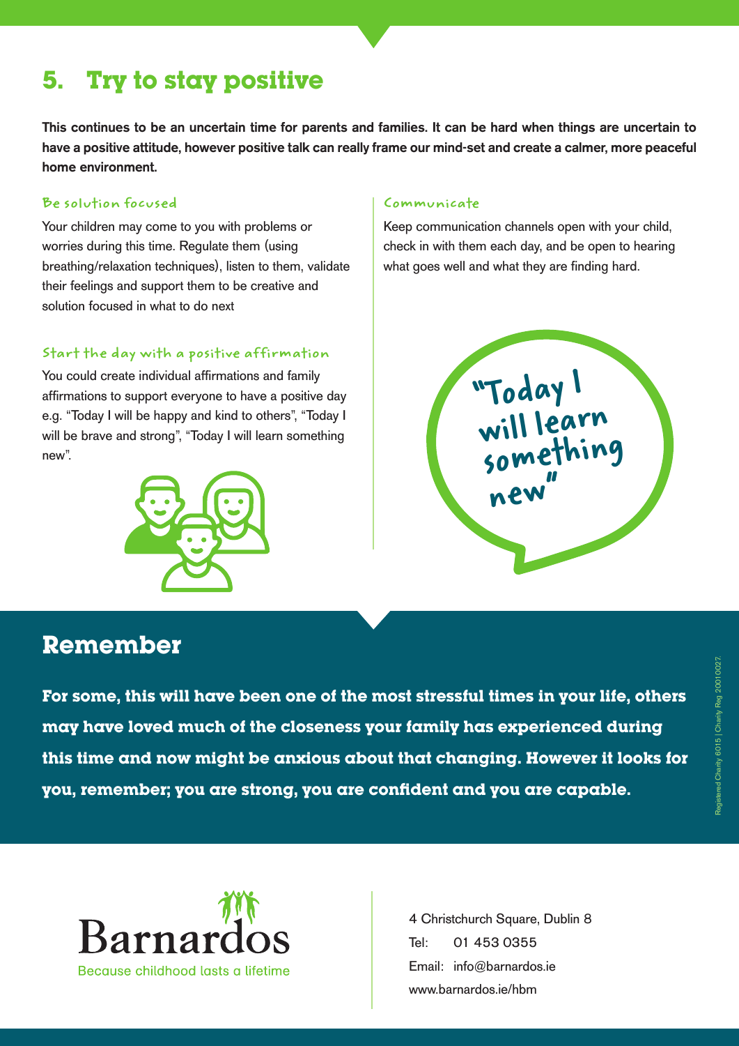## 5. Try to stay positive

**This continues to be an uncertain time for parents and families. It can be hard when things are uncertain to have a positive attitude, however positive talk can really frame our mind-set and create a calmer, more peaceful home environment.**

### Be solution focused

Your children may come to you with problems or worries during this time. Regulate them (using breathing/relaxation techniques), listen to them, validate their feelings and support them to be creative and solution focused in what to do next

### Start the day with a positive affirmation

You could create individual affirmations and family affirmations to support everyone to have a positive day e.g. "Today I will be happy and kind to others", "Today I will be brave and strong", "Today I will learn something new".

### Communicate

Keep communication channels open with your child, check in with them each day, and be open to hearing what goes well and what they are finding hard.

"Today I will learn something new"

## Remember

**For some, this will have been one of the most stressful times in your life, others may have loved much of the closeness your family has experienced during this time and now might be anxious about that changing. However it looks for you, remember; you are strong, you are confident and you are capable.**

Registered Charity 6015 | Charity Reg 20010027.

Barnardos
Because childhood lasts a lifetime

4 Christchurch Square, Dublin 8
Tel: 01 453 0355
Email: info@barnardos.ie
www.barnardos.ie/hbm